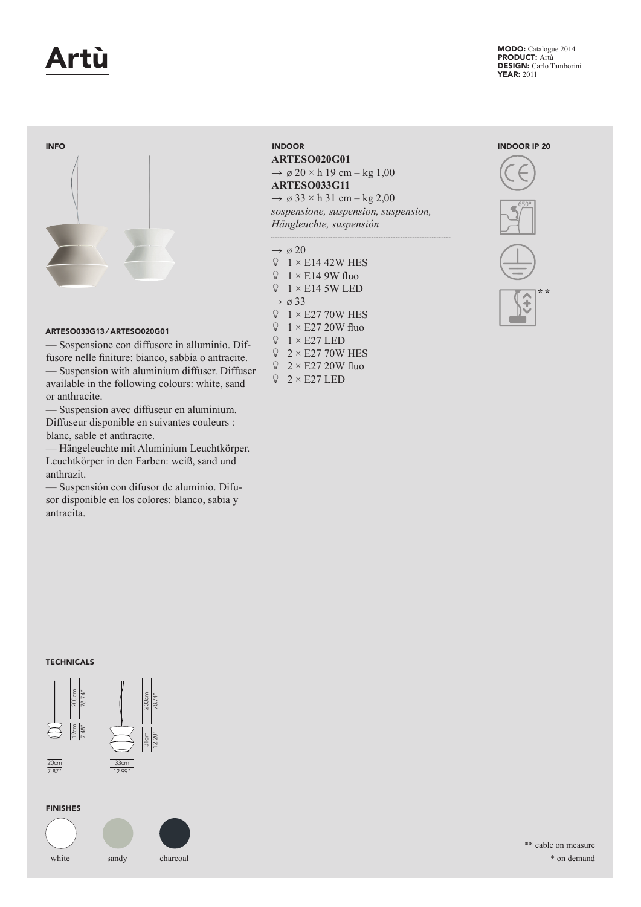# Artù

**MODO:** Catalogue 2014
**PRODUCT:** Artù
**DESIGN:** Carlo Tamborini
**YEAR:** 2011

## INFO

### ARTESO033G13 / ARTESO020G01

— Sospensione con diffusore in alluminio. Diffusore nelle finiture: bianco, sabbia o antracite.
— Suspension with aluminium diffuser. Diffuser available in the following colours: white, sand or anthracite.
— Suspension avec diffuseur en aluminium. Diffuseur disponible en suivantes couleurs : blanc, sable et anthracite.
— Hängeleuchte mit Aluminium Leuchtkörper. Leuchtkörper in den Farben: weiß, sand und anthrazit.
— Suspensión con difusor de aluminio. Difusor disponible en los colores: blanco, sabia y antracita.

## INDOOR

**ARTESO020G01**
→ ø 20 × h 19 cm – kg 1,00
**ARTESO033G11**
→ ø 33 × h 31 cm – kg 2,00
*sospensione, suspension, suspension, Hängleuchte, suspensión*

→ ø 20
- 1 × E14 42W HES
- 1 × E14 9W fluo
- 1 × E14 5W LED

→ ø 33
- 1 × E27 70W HES
- 1 × E27 20W fluo
- 1 × E27 LED
- 2 × E27 70W HES
- 2 × E27 20W fluo
- 2 × E27 LED

## INDOOR IP 20

650° **

## TECHNICALS

200cm 78.74"
19cm 7.48"
20cm 7.87"

200cm 78.74"
31cm 12.20"
33cm 12.99"

## FINISHES

white — sandy — charcoal

** cable on measure
* on demand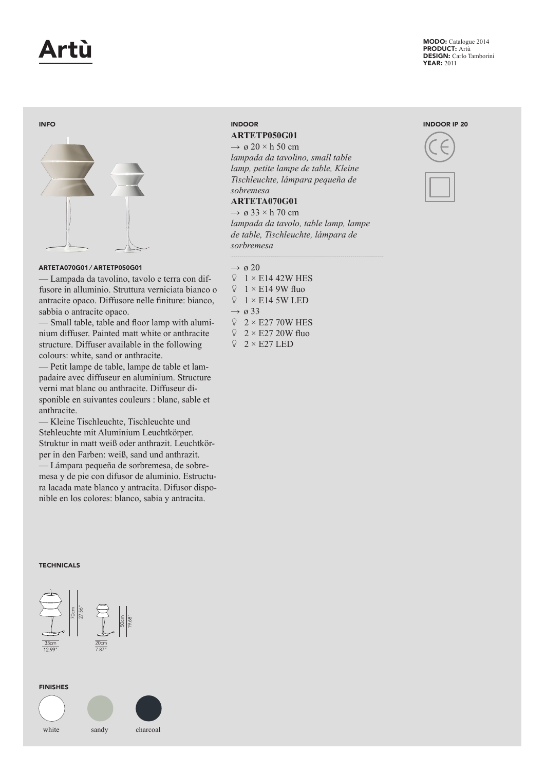# Artù

**MODO:** Catalogue 2014
**PRODUCT:** Artù
**DESIGN:** Carlo Tamborini
**YEAR:** 2011

## INFO

### ARTETA070G01 / ARTETP050G01

— Lampada da tavolino, tavolo e terra con diffusore in alluminio. Struttura verniciata bianco o antracite opaco. Diffusore nelle finiture: bianco, sabbia o antracite opaco.

— Small table, table and floor lamp with aluminium diffuser. Painted matt white or anthracite structure. Diffuser available in the following colours: white, sand or anthracite.

— Petit lampe de table, lampe de table et lampadaire avec diffuseur en aluminium. Structure verni mat blanc ou anthracite. Diffuseur disponible en suivantes couleurs : blanc, sable et anthracite.

— Kleine Tischleuchte, Tischleuchte und Stehleuchte mit Aluminium Leuchtkörper. Struktur in matt weiß oder anthrazit. Leuchtkörper in den Farben: weiß, sand und anthrazit.

— Lámpara pequeña de sorbremesa, de sobremesa y de pie con difusor de aluminio. Estructura lacada mate blanco y antracita. Difusor disponible en los colores: blanco, sabia y antracita.

## INDOOR

**ARTETP050G01**

→ ø 20 × h 50 cm

*lampada da tavolino, small table lamp, petite lampe de table, Kleine Tischleuchte, lámpara pequeña de sobremesa*

**ARTETA070G01**

→ ø 33 × h 70 cm

*lampada da tavolo, table lamp, lampe de table, Tischleuchte, lámpara de sorbremesa*

→ ø 20
- 1 × E14 42W HES
- 1 × E14 9W fluo
- 1 × E14 5W LED

→ ø 33
- 2 × E27 70W HES
- 2 × E27 20W fluo
- 2 × E27 LED

## INDOOR IP 20

## TECHNICALS

70cm / 27.56"
33cm / 12.99"
50cm / 19.68"
20cm / 7.87"

## FINISHES

white · sandy · charcoal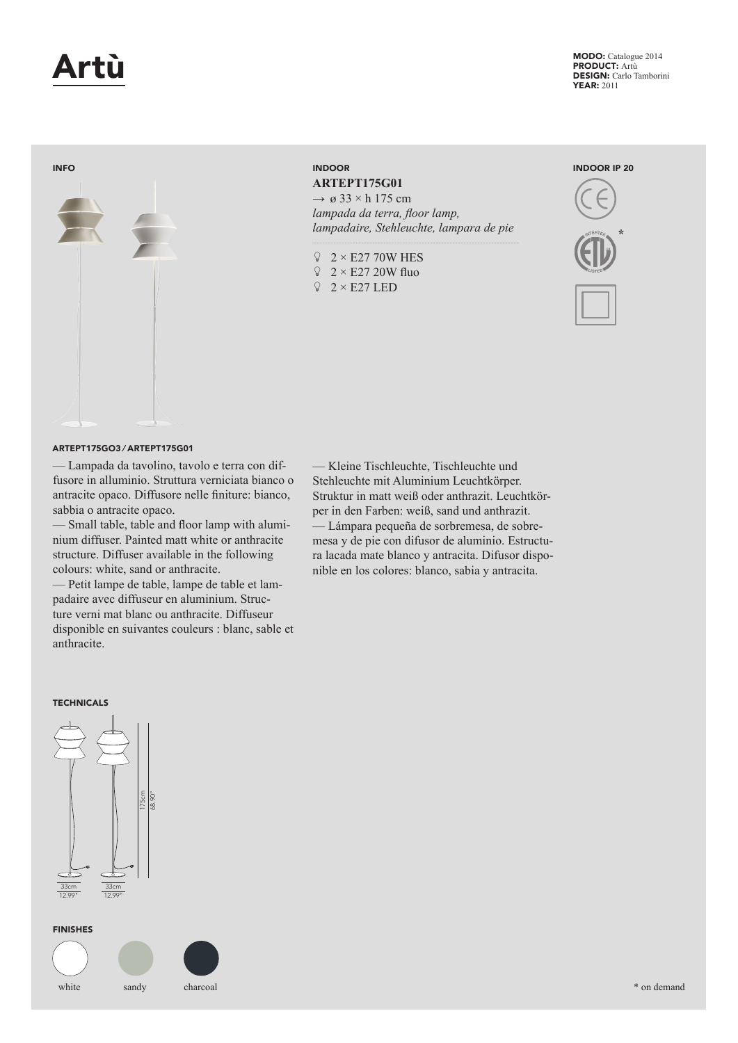# Artù

**MODO:** Catalogue 2014
**PRODUCT:** Artù
**DESIGN:** Carlo Tamborini
**YEAR:** 2011

## INFO

## INDOOR

**ARTEPT175G01**
→ ø 33 × h 175 cm
*lampada da terra, floor lamp, lampadaire, Stehleuchte, lampara de pie*

- 2 × E27 70W HES
- 2 × E27 20W fluo
- 2 × E27 LED

## INDOOR IP 20

*

### ARTEPT175GO3 / ARTEPT175G01

— Lampada da tavolino, tavolo e terra con diffusore in alluminio. Struttura verniciata bianco o antracite opaco. Diffusore nelle finiture: bianco, sabbia o antracite opaco.

— Small table, table and floor lamp with aluminium diffuser. Painted matt white or anthracite structure. Diffuser available in the following colours: white, sand or anthracite.

— Petit lampe de table, lampe de table et lampadaire avec diffuseur en aluminium. Structure verni mat blanc ou anthracite. Diffuseur disponible en suivantes couleurs : blanc, sable et anthracite.

— Kleine Tischleuchte, Tischleuchte und Stehleuchte mit Aluminium Leuchtkörper. Struktur in matt weiß oder anthrazit. Leuchtkörper in den Farben: weiß, sand und anthrazit.

— Lámpara pequeña de sorbremesa, de sobremesa y de pie con difusor de aluminio. Estructura lacada mate blanco y antracita. Difusor disponible en los colores: blanco, sabia y antracita.

## TECHNICALS

175cm
68.90"
33cm
12.99"
33cm
12.99"

## FINISHES

white

sandy

charcoal

* on demand